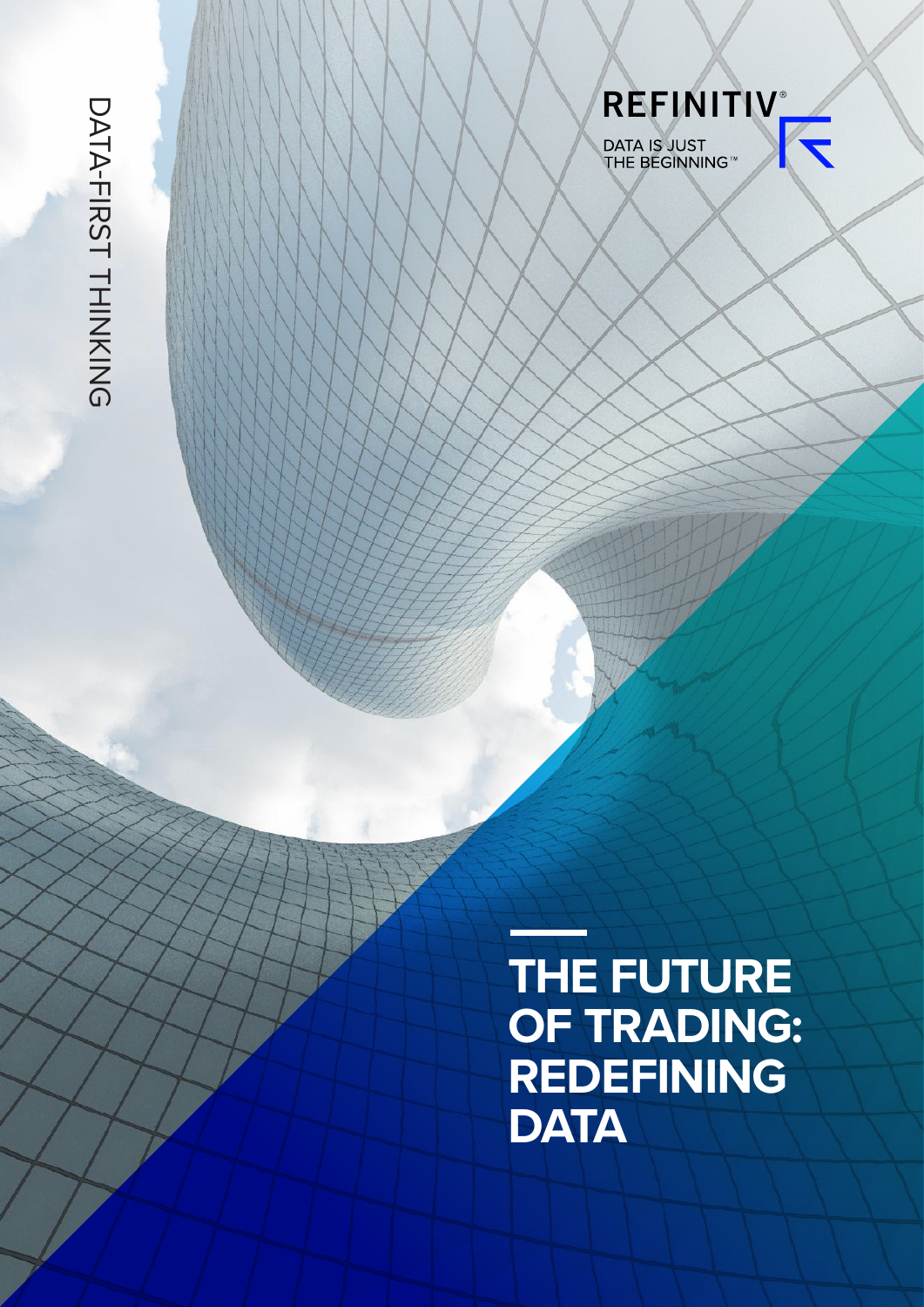DATA-FIRST THINKING

REFINITIV®

DATA IS JUST THE BEGINNING™

# THE FUTURE OF TRADING: REDEFINING DATA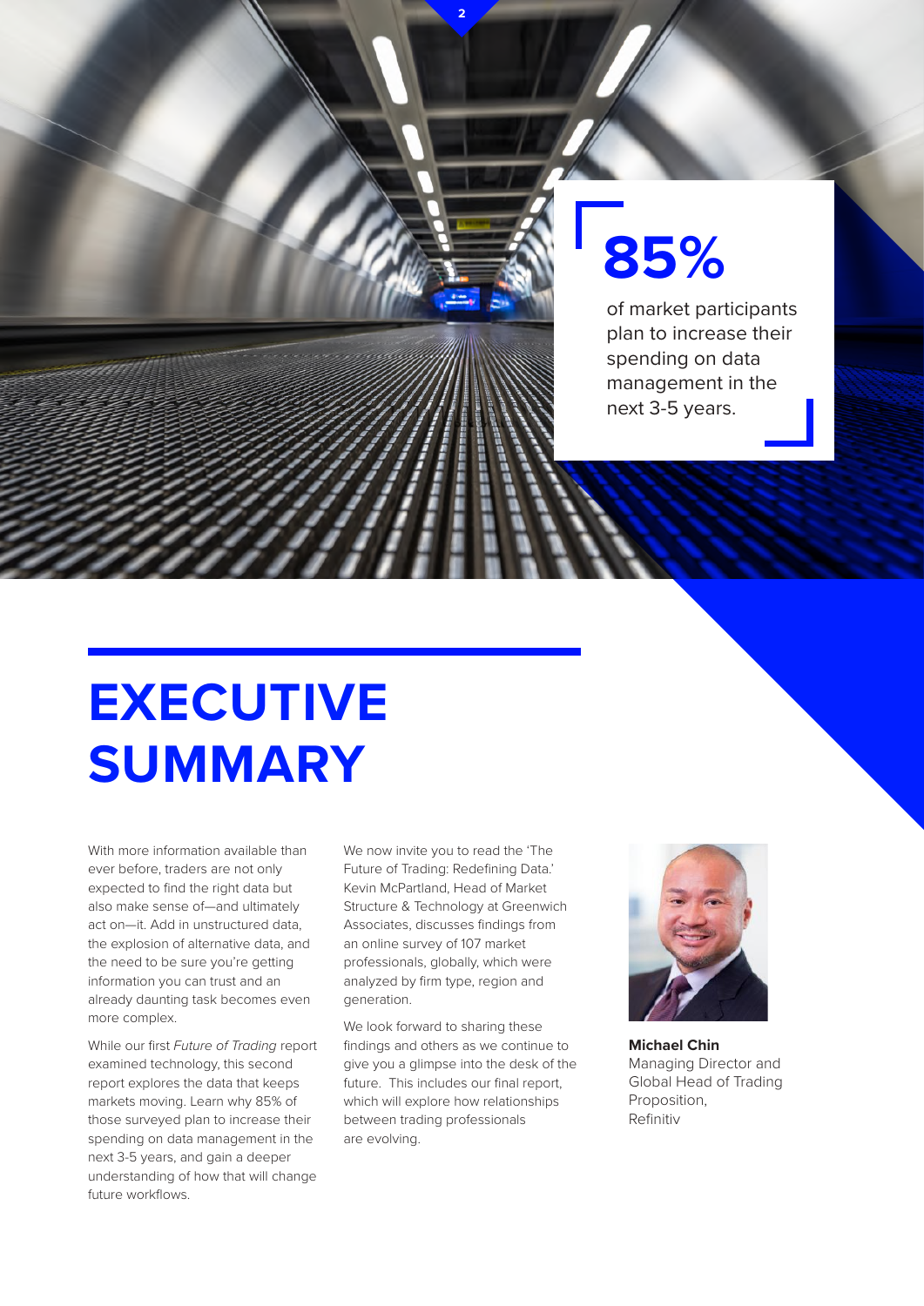# 85%

of market participants plan to increase their spending on data management in the next 3-5 years.

# EXECUTIVE SUMMARY

With more information available than ever before, traders are not only expected to find the right data but also make sense of—and ultimately act on—it. Add in unstructured data, the explosion of alternative data, and the need to be sure you're getting information you can trust and an already daunting task becomes even more complex.

While our first *Future of Trading* report examined technology, this second report explores the data that keeps markets moving. Learn why 85% of those surveyed plan to increase their spending on data management in the next 3-5 years, and gain a deeper understanding of how that will change future workflows.

We now invite you to read the 'The Future of Trading: Redefining Data.' Kevin McPartland, Head of Market Structure & Technology at Greenwich Associates, discusses findings from an online survey of 107 market professionals, globally, which were analyzed by firm type, region and generation.

We look forward to sharing these findings and others as we continue to give you a glimpse into the desk of the future. This includes our final report, which will explore how relationships between trading professionals are evolving.

**Michael Chin**
Managing Director and Global Head of Trading Proposition,
Refinitiv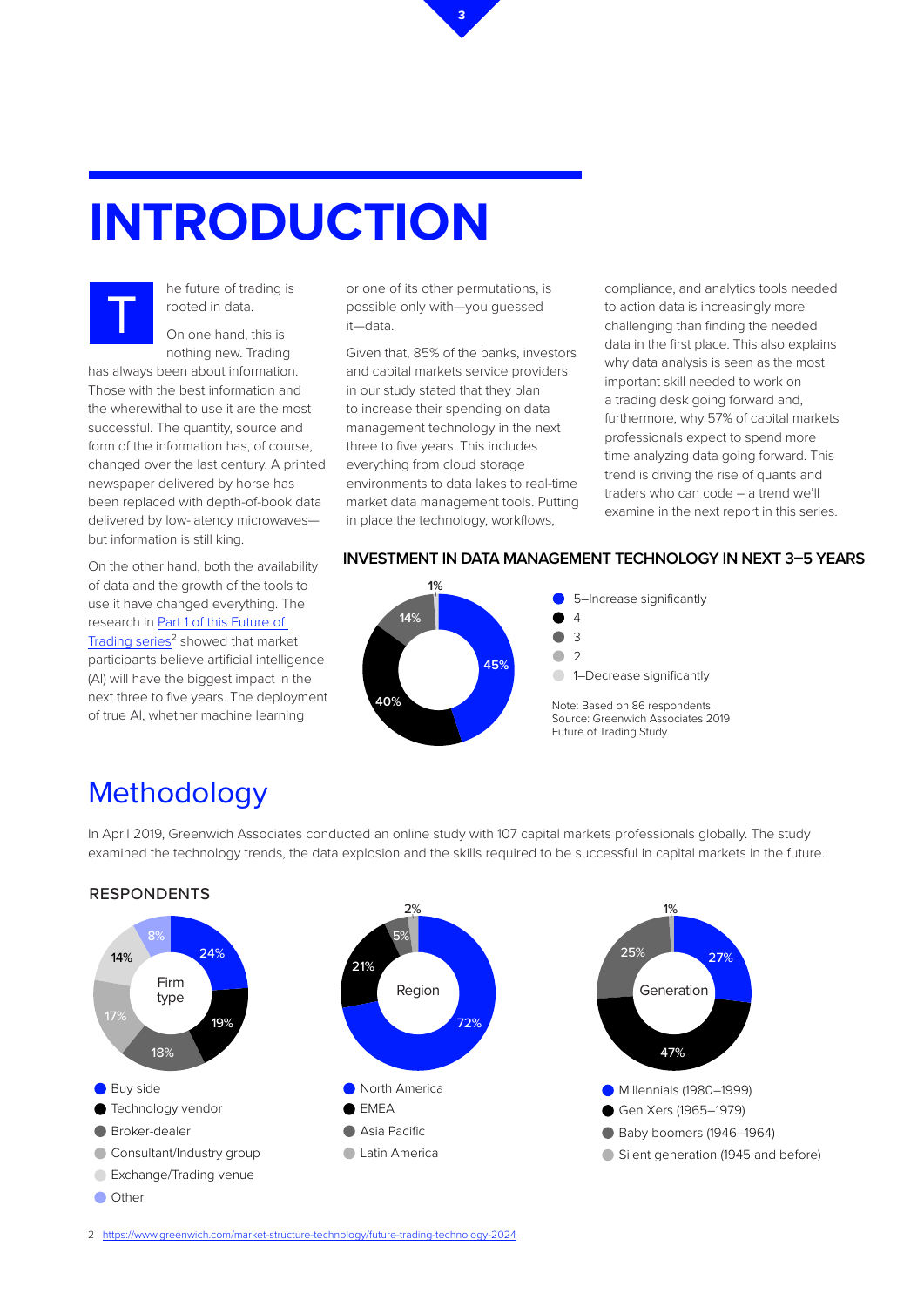# INTRODUCTION

The future of trading is rooted in data.

On one hand, this is nothing new. Trading has always been about information. Those with the best information and the wherewithal to use it are the most successful. The quantity, source and form of the information has, of course, changed over the last century. A printed newspaper delivered by horse has been replaced with depth-of-book data delivered by low-latency microwaves—but information is still king.

On the other hand, both the availability of data and the growth of the tools to use it have changed everything. The research in Part 1 of this Future of Trading series[2] showed that market participants believe artificial intelligence (AI) will have the biggest impact in the next three to five years. The deployment of true AI, whether machine learning or one of its other permutations, is possible only with—you guessed it—data.

Given that, 85% of the banks, investors and capital markets service providers in our study stated that they plan to increase their spending on data management technology in the next three to five years. This includes everything from cloud storage environments to data lakes to real-time market data management tools. Putting in place the technology, workflows, compliance, and analytics tools needed to action data is increasingly more challenging than finding the needed data in the first place. This also explains why data analysis is seen as the most important skill needed to work on a trading desk going forward and, furthermore, why 57% of capital markets professionals expect to spend more time analyzing data going forward. This trend is driving the rise of quants and traders who can code – a trend we'll examine in the next report in this series.

**INVESTMENT IN DATA MANAGEMENT TECHNOLOGY IN NEXT 3–5 YEARS**

| Response | % |
|---|---|
| 5–Increase significantly | 45% |
| 4 | 40% |
| 3 | 14% |
| 2 | 1% |
| 1–Decrease significantly | |

Note: Based on 86 respondents.
Source: Greenwich Associates 2019 Future of Trading Study

## Methodology

In April 2019, Greenwich Associates conducted an online study with 107 capital markets professionals globally. The study examined the technology trends, the data explosion and the skills required to be successful in capital markets in the future.

**RESPONDENTS**

**Firm type**

| Firm type | % |
|---|---|
| Buy side | 24% |
| Technology vendor | 19% |
| Broker-dealer | 18% |
| Consultant/Industry group | 17% |
| Exchange/Trading venue | 14% |
| Other | 8% |

**Region**

| Region | % |
|---|---|
| North America | 72% |
| EMEA | 21% |
| Asia Pacific | 5% |
| Latin America | 2% |

**Generation**

| Generation | % |
|---|---|
| Millennials (1980–1999) | 27% |
| Gen Xers (1965–1979) | 47% |
| Baby boomers (1946–1964) | 25% |
| Silent generation (1945 and before) | 1% |

2 https://www.greenwich.com/market-structure-technology/future-trading-technology-2024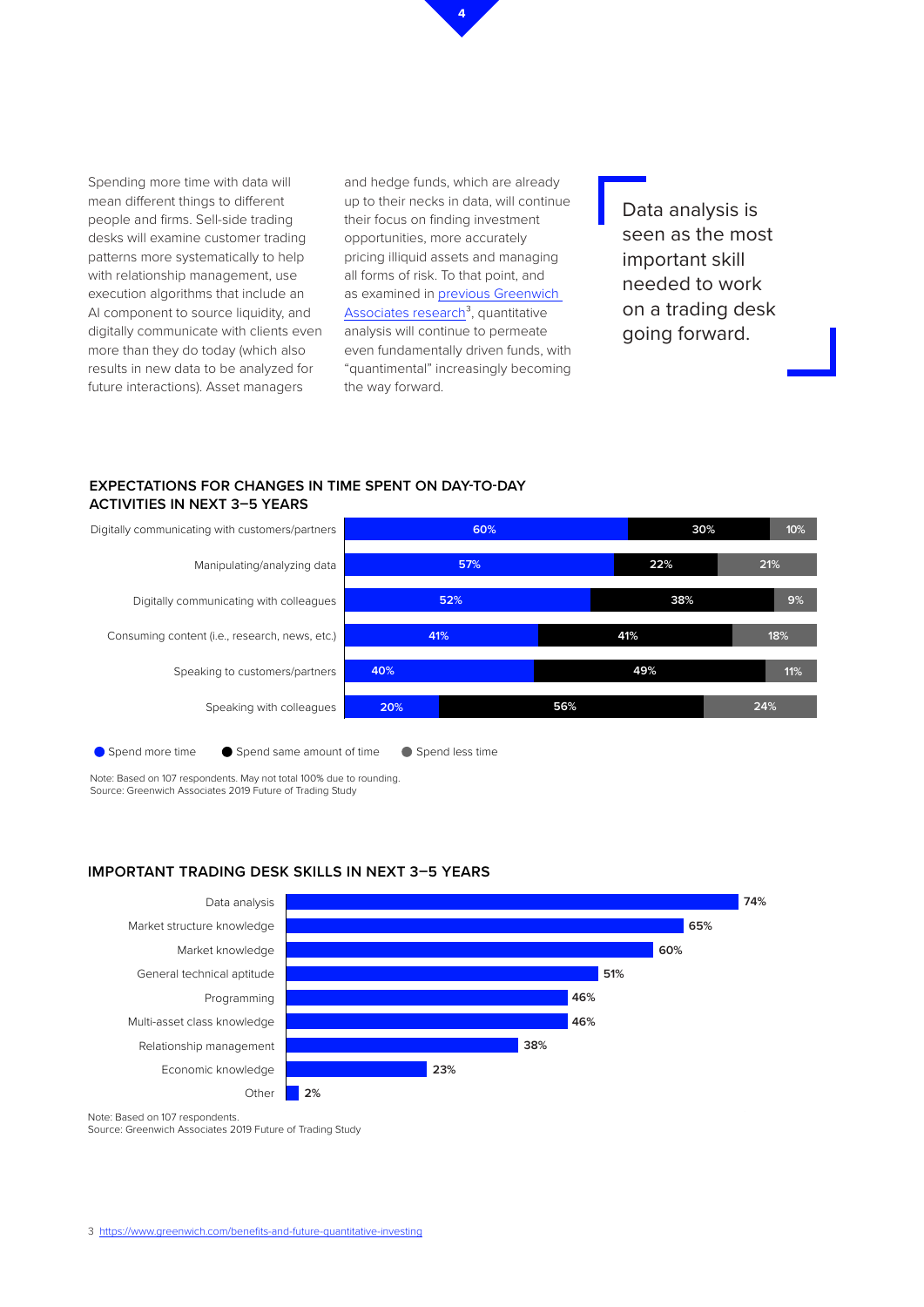Spending more time with data will mean different things to different people and firms. Sell-side trading desks will examine customer trading patterns more systematically to help with relationship management, use execution algorithms that include an AI component to source liquidity, and digitally communicate with clients even more than they do today (which also results in new data to be analyzed for future interactions). Asset managers and hedge funds, which are already up to their necks in data, will continue their focus on finding investment opportunities, more accurately pricing illiquid assets and managing all forms of risk. To that point, and as examined in [previous Greenwich Associates research](https://www.greenwich.com/benefits-and-future-quantitative-investing)[3], quantitative analysis will continue to permeate even fundamentally driven funds, with "quantimental" increasingly becoming the way forward.

> Data analysis is seen as the most important skill needed to work on a trading desk going forward.

### EXPECTATIONS FOR CHANGES IN TIME SPENT ON DAY-TO-DAY ACTIVITIES IN NEXT 3–5 YEARS

| Activity | Spend more time | Spend same amount of time | Spend less time |
|---|---|---|---|
| Digitally communicating with customers/partners | 60% | 30% | 10% |
| Manipulating/analyzing data | 57% | 22% | 21% |
| Digitally communicating with colleagues | 52% | 38% | 9% |
| Consuming content (i.e., research, news, etc.) | 41% | 41% | 18% |
| Speaking to customers/partners | 40% | 49% | 11% |
| Speaking with colleagues | 20% | 56% | 24% |

Note: Based on 107 respondents. May not total 100% due to rounding.
Source: Greenwich Associates 2019 Future of Trading Study

### IMPORTANT TRADING DESK SKILLS IN NEXT 3–5 YEARS

| Skill | % |
|---|---|
| Data analysis | 74% |
| Market structure knowledge | 65% |
| Market knowledge | 60% |
| General technical aptitude | 51% |
| Programming | 46% |
| Multi-asset class knowledge | 46% |
| Relationship management | 38% |
| Economic knowledge | 23% |
| Other | 2% |

Note: Based on 107 respondents.
Source: Greenwich Associates 2019 Future of Trading Study

3 https://www.greenwich.com/benefits-and-future-quantitative-investing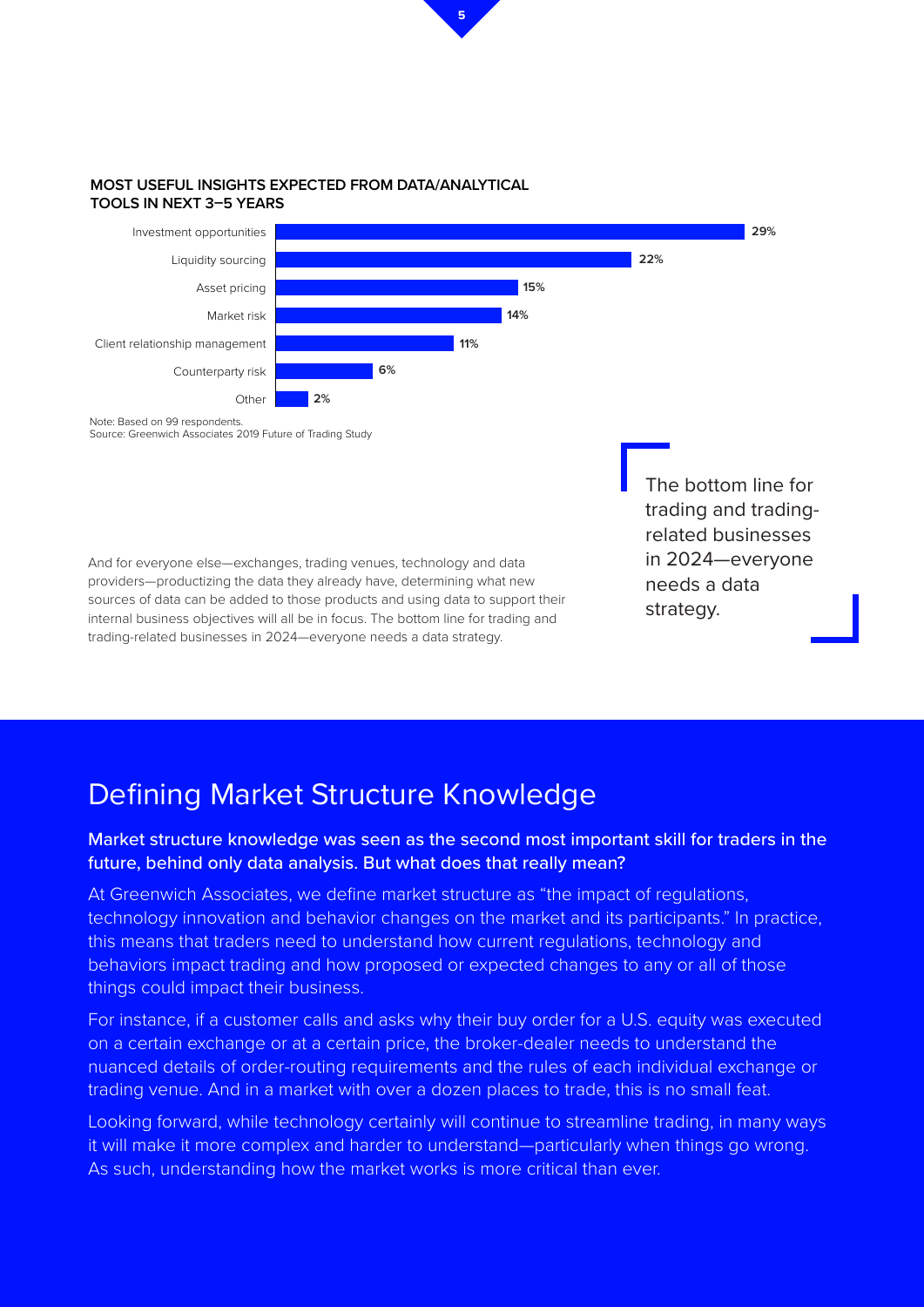**MOST USEFUL INSIGHTS EXPECTED FROM DATA/ANALYTICAL TOOLS IN NEXT 3–5 YEARS**

| Insight | Percentage |
| --- | --- |
| Investment opportunities | 29% |
| Liquidity sourcing | 22% |
| Asset pricing | 15% |
| Market risk | 14% |
| Client relationship management | 11% |
| Counterparty risk | 6% |
| Other | 2% |

Note: Based on 99 respondents.
Source: Greenwich Associates 2019 Future of Trading Study

And for everyone else—exchanges, trading venues, technology and data providers—productizing the data they already have, determining what new sources of data can be added to those products and using data to support their internal business objectives will all be in focus. The bottom line for trading and trading-related businesses in 2024—everyone needs a data strategy.

> The bottom line for trading and trading-related businesses in 2024—everyone needs a data strategy.

## Defining Market Structure Knowledge

**Market structure knowledge was seen as the second most important skill for traders in the future, behind only data analysis. But what does that really mean?**

At Greenwich Associates, we define market structure as "the impact of regulations, technology innovation and behavior changes on the market and its participants." In practice, this means that traders need to understand how current regulations, technology and behaviors impact trading and how proposed or expected changes to any or all of those things could impact their business.

For instance, if a customer calls and asks why their buy order for a U.S. equity was executed on a certain exchange or at a certain price, the broker-dealer needs to understand the nuanced details of order-routing requirements and the rules of each individual exchange or trading venue. And in a market with over a dozen places to trade, this is no small feat.

Looking forward, while technology certainly will continue to streamline trading, in many ways it will make it more complex and harder to understand—particularly when things go wrong. As such, understanding how the market works is more critical than ever.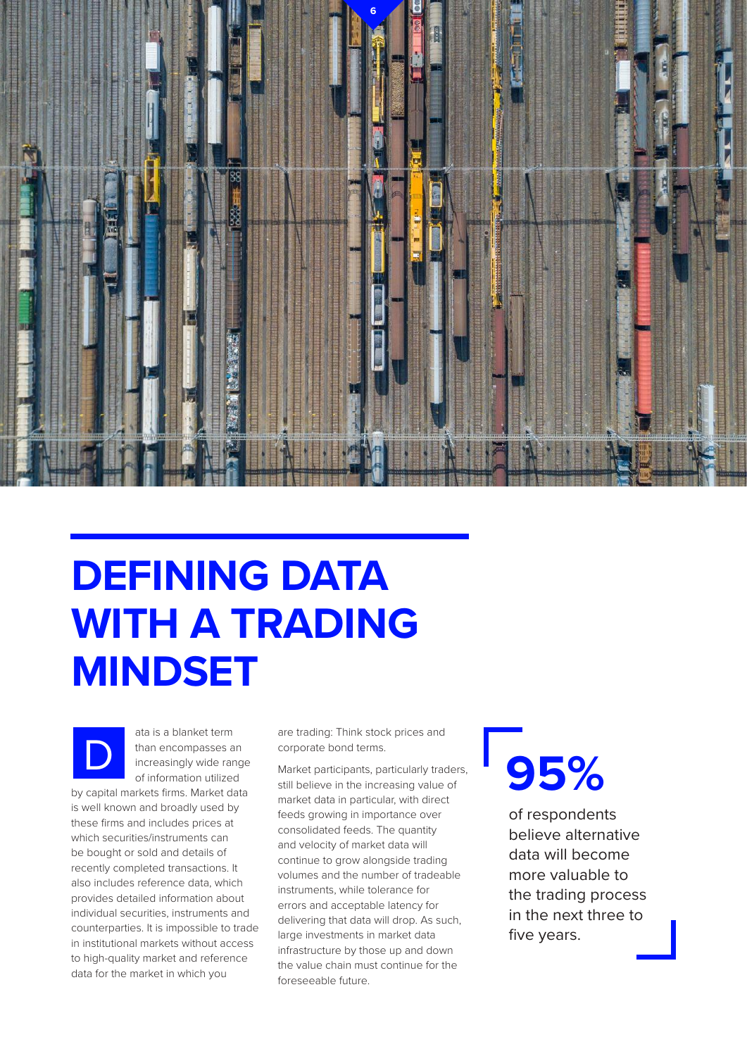# DEFINING DATA WITH A TRADING MINDSET

Data is a blanket term than encompasses an increasingly wide range of information utilized by capital markets firms. Market data is well known and broadly used by these firms and includes prices at which securities/instruments can be bought or sold and details of recently completed transactions. It also includes reference data, which provides detailed information about individual securities, instruments and counterparties. It is impossible to trade in institutional markets without access to high-quality market and reference data for the market in which you are trading: Think stock prices and corporate bond terms.

Market participants, particularly traders, still believe in the increasing value of market data in particular, with direct feeds growing in importance over consolidated feeds. The quantity and velocity of market data will continue to grow alongside trading volumes and the number of tradeable instruments, while tolerance for errors and acceptable latency for delivering that data will drop. As such, large investments in market data infrastructure by those up and down the value chain must continue for the foreseeable future.

**95%**

of respondents believe alternative data will become more valuable to the trading process in the next three to five years.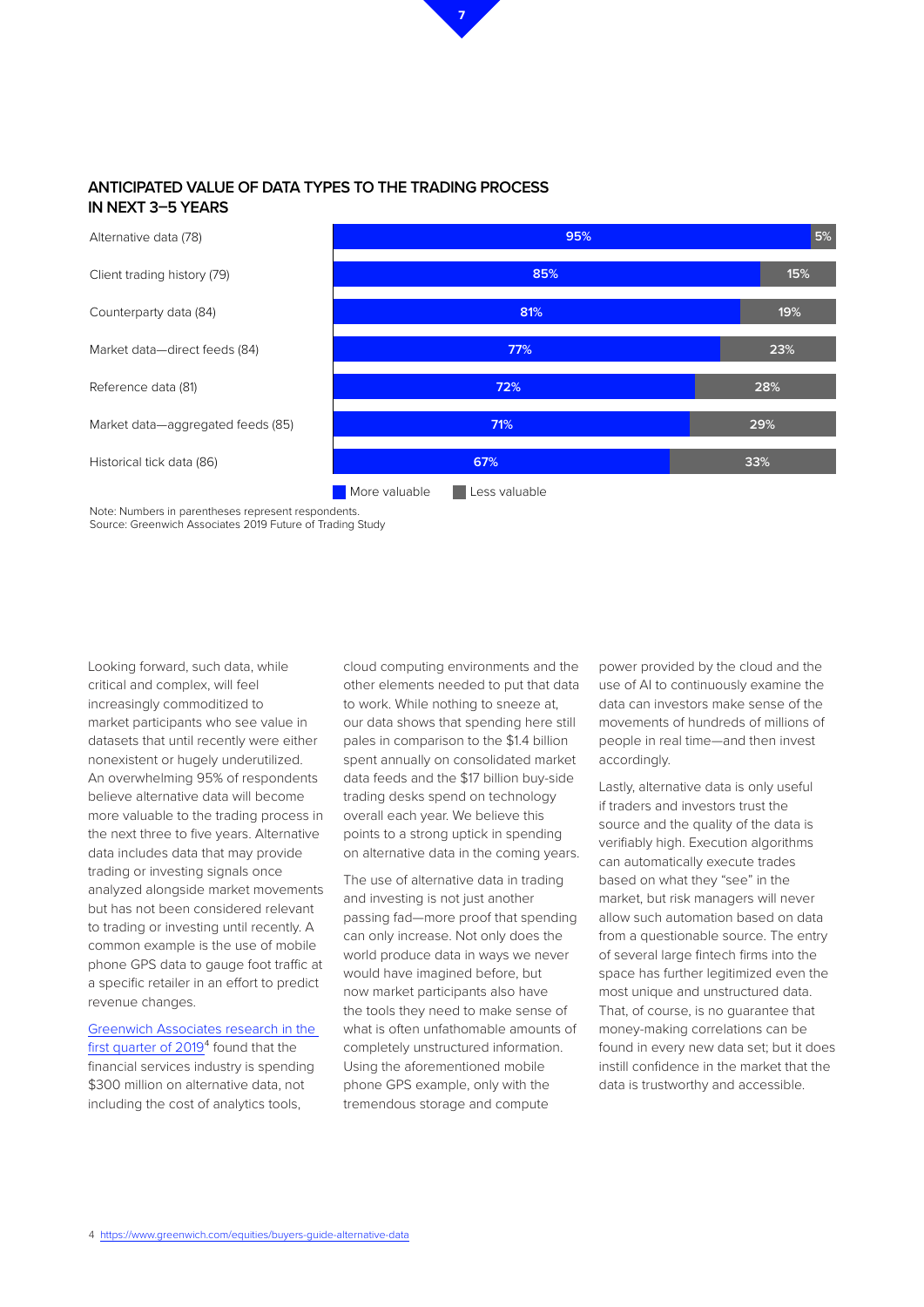### ANTICIPATED VALUE OF DATA TYPES TO THE TRADING PROCESS IN NEXT 3–5 YEARS

| Data type | More valuable | Less valuable |
|---|---|---|
| Alternative data (78) | 95% | 5% |
| Client trading history (79) | 85% | 15% |
| Counterparty data (84) | 81% | 19% |
| Market data—direct feeds (84) | 77% | 23% |
| Reference data (81) | 72% | 28% |
| Market data—aggregated feeds (85) | 71% | 29% |
| Historical tick data (86) | 67% | 33% |

Note: Numbers in parentheses represent respondents.
Source: Greenwich Associates 2019 Future of Trading Study

Looking forward, such data, while critical and complex, will feel increasingly commoditized to market participants who see value in datasets that until recently were either nonexistent or hugely underutilized. An overwhelming 95% of respondents believe alternative data will become more valuable to the trading process in the next three to five years. Alternative data includes data that may provide trading or investing signals once analyzed alongside market movements but has not been considered relevant to trading or investing until recently. A common example is the use of mobile phone GPS data to gauge foot traffic at a specific retailer in an effort to predict revenue changes.

[Greenwich Associates research in the first quarter of 2019](https://www.greenwich.com/equities/buyers-guide-alternative-data)[4] found that the financial services industry is spending $300 million on alternative data, not including the cost of analytics tools, cloud computing environments and the other elements needed to put that data to work. While nothing to sneeze at, our data shows that spending here still pales in comparison to the $1.4 billion spent annually on consolidated market data feeds and the $17 billion buy-side trading desks spend on technology overall each year. We believe this points to a strong uptick in spending on alternative data in the coming years.

The use of alternative data in trading and investing is not just another passing fad—more proof that spending can only increase. Not only does the world produce data in ways we never would have imagined before, but now market participants also have the tools they need to make sense of what is often unfathomable amounts of completely unstructured information. Using the aforementioned mobile phone GPS example, only with the tremendous storage and compute power provided by the cloud and the use of AI to continuously examine the data can investors make sense of the movements of hundreds of millions of people in real time—and then invest accordingly.

Lastly, alternative data is only useful if traders and investors trust the source and the quality of the data is verifiably high. Execution algorithms can automatically execute trades based on what they "see" in the market, but risk managers will never allow such automation based on data from a questionable source. The entry of several large fintech firms into the space has further legitimized even the most unique and unstructured data. That, of course, is no guarantee that money-making correlations can be found in every new data set; but it does instill confidence in the market that the data is trustworthy and accessible.

4 https://www.greenwich.com/equities/buyers-guide-alternative-data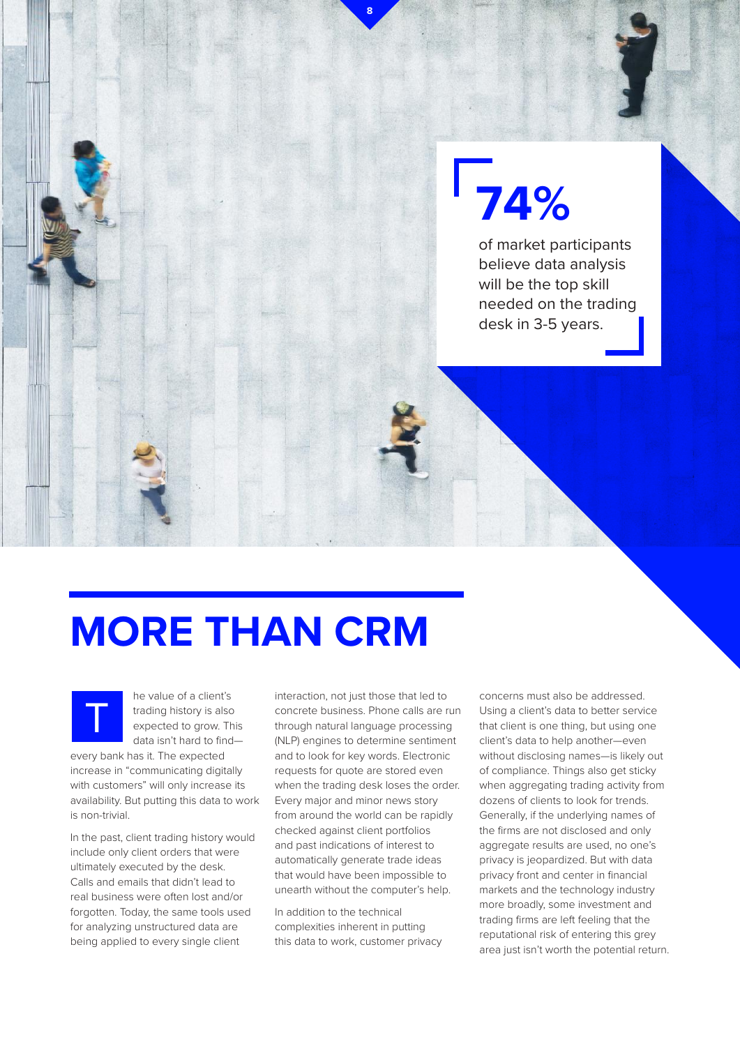**74%**

of market participants believe data analysis will be the top skill needed on the trading desk in 3-5 years.

# MORE THAN CRM

The value of a client's trading history is also expected to grow. This data isn't hard to find—every bank has it. The expected increase in "communicating digitally with customers" will only increase its availability. But putting this data to work is non-trivial.

In the past, client trading history would include only client orders that were ultimately executed by the desk. Calls and emails that didn't lead to real business were often lost and/or forgotten. Today, the same tools used for analyzing unstructured data are being applied to every single client interaction, not just those that led to concrete business. Phone calls are run through natural language processing (NLP) engines to determine sentiment and to look for key words. Electronic requests for quote are stored even when the trading desk loses the order. Every major and minor news story from around the world can be rapidly checked against client portfolios and past indications of interest to automatically generate trade ideas that would have been impossible to unearth without the computer's help.

In addition to the technical complexities inherent in putting this data to work, customer privacy concerns must also be addressed. Using a client's data to better service that client is one thing, but using one client's data to help another—even without disclosing names—is likely out of compliance. Things also get sticky when aggregating trading activity from dozens of clients to look for trends. Generally, if the underlying names of the firms are not disclosed and only aggregate results are used, no one's privacy is jeopardized. But with data privacy front and center in financial markets and the technology industry more broadly, some investment and trading firms are left feeling that the reputational risk of entering this grey area just isn't worth the potential return.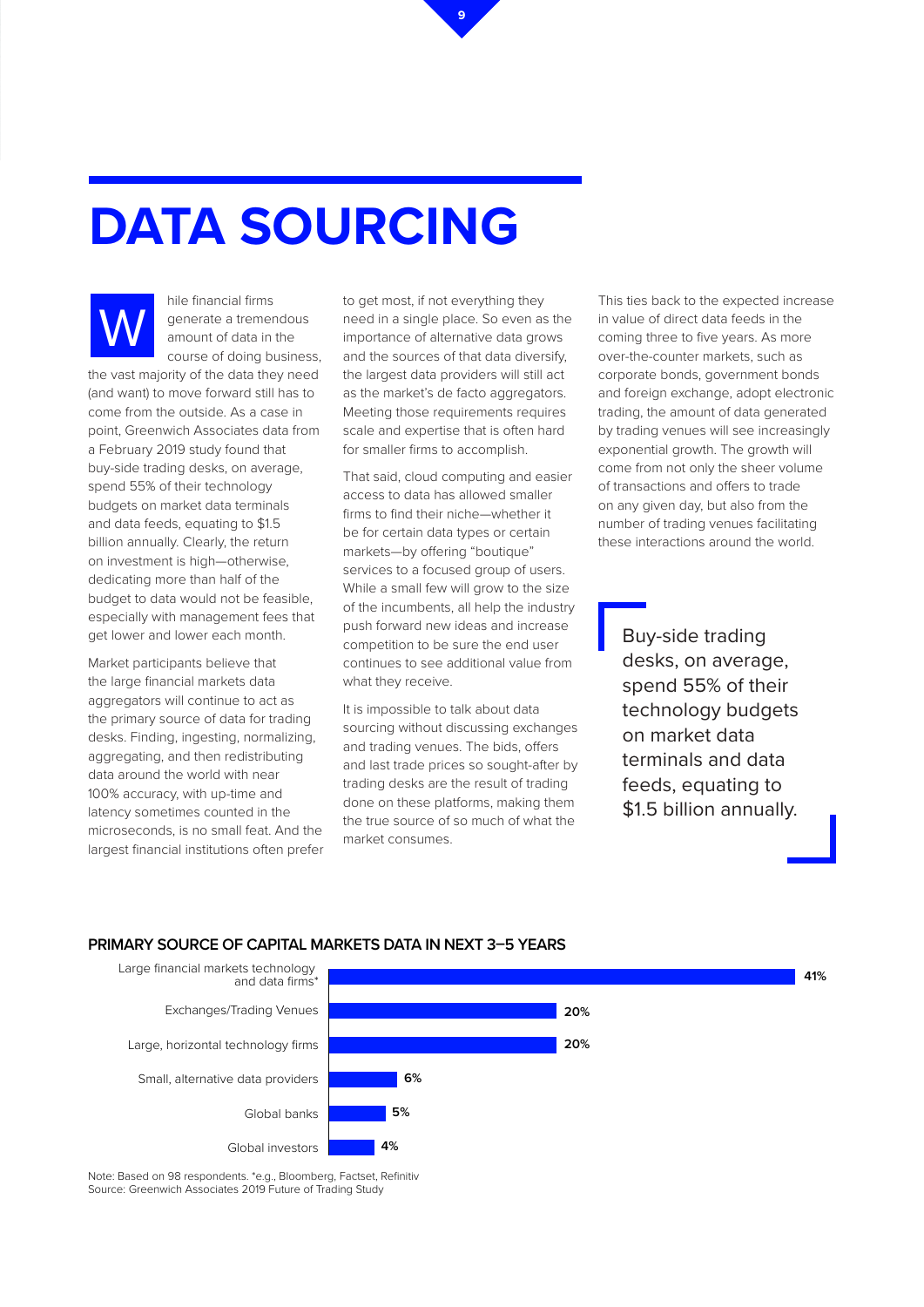# DATA SOURCING

While financial firms generate a tremendous amount of data in the course of doing business, the vast majority of the data they need (and want) to move forward still has to come from the outside. As a case in point, Greenwich Associates data from a February 2019 study found that buy-side trading desks, on average, spend 55% of their technology budgets on market data terminals and data feeds, equating to $1.5 billion annually. Clearly, the return on investment is high—otherwise, dedicating more than half of the budget to data would not be feasible, especially with management fees that get lower and lower each month.

Market participants believe that the large financial markets data aggregators will continue to act as the primary source of data for trading desks. Finding, ingesting, normalizing, aggregating, and then redistributing data around the world with near 100% accuracy, with up-time and latency sometimes counted in the microseconds, is no small feat. And the largest financial institutions often prefer to get most, if not everything they need in a single place. So even as the importance of alternative data grows and the sources of that data diversify, the largest data providers will still act as the market's de facto aggregators. Meeting those requirements requires scale and expertise that is often hard for smaller firms to accomplish.

That said, cloud computing and easier access to data has allowed smaller firms to find their niche—whether it be for certain data types or certain markets—by offering "boutique" services to a focused group of users. While a small few will grow to the size of the incumbents, all help the industry push forward new ideas and increase competition to be sure the end user continues to see additional value from what they receive.

It is impossible to talk about data sourcing without discussing exchanges and trading venues. The bids, offers and last trade prices so sought-after by trading desks are the result of trading done on these platforms, making them the true source of so much of what the market consumes.

This ties back to the expected increase in value of direct data feeds in the coming three to five years. As more over-the-counter markets, such as corporate bonds, government bonds and foreign exchange, adopt electronic trading, the amount of data generated by trading venues will see increasingly exponential growth. The growth will come from not only the sheer volume of transactions and offers to trade on any given day, but also from the number of trading venues facilitating these interactions around the world.

> Buy-side trading desks, on average, spend 55% of their technology budgets on market data terminals and data feeds, equating to $1.5 billion annually.

**PRIMARY SOURCE OF CAPITAL MARKETS DATA IN NEXT 3–5 YEARS**

| Source | Percentage |
|---|---|
| Large financial markets technology and data firms* | 41% |
| Exchanges/Trading Venues | 20% |
| Large, horizontal technology firms | 20% |
| Small, alternative data providers | 6% |
| Global banks | 5% |
| Global investors | 4% |

Note: Based on 98 respondents. *e.g., Bloomberg, Factset, Refinitiv
Source: Greenwich Associates 2019 Future of Trading Study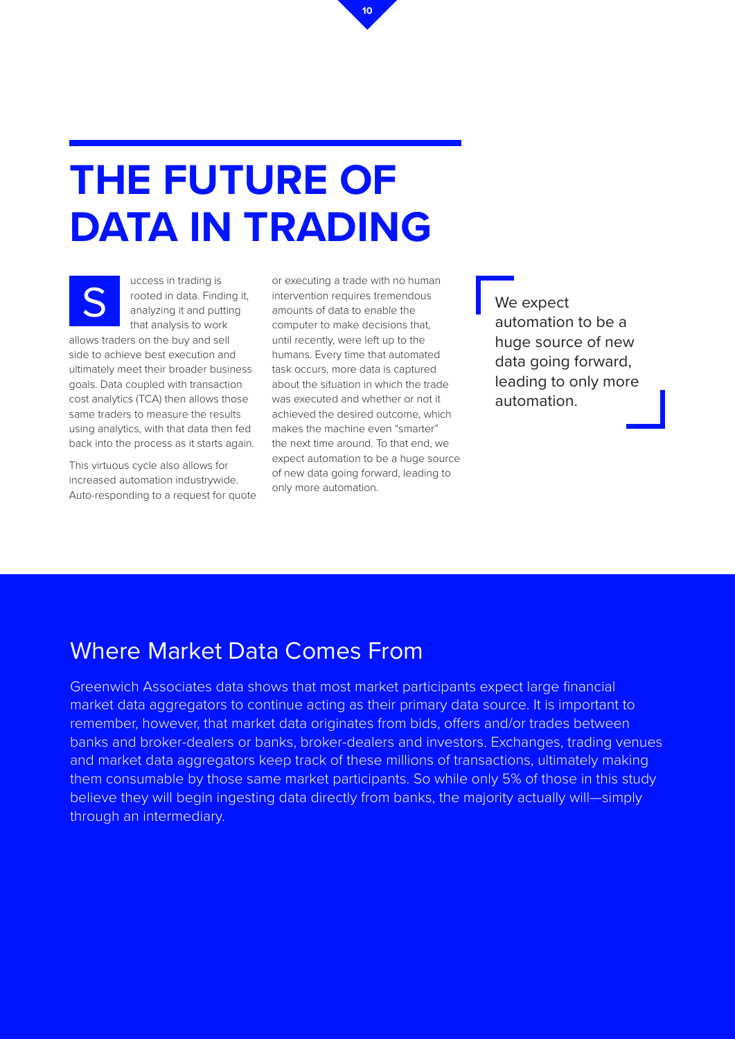# THE FUTURE OF DATA IN TRADING

Success in trading is rooted in data. Finding it, analyzing it and putting that analysis to work allows traders on the buy and sell side to achieve best execution and ultimately meet their broader business goals. Data coupled with transaction cost analytics (TCA) then allows those same traders to measure the results using analytics, with that data then fed back into the process as it starts again.

This virtuous cycle also allows for increased automation industrywide. Auto-responding to a request for quote or executing a trade with no human intervention requires tremendous amounts of data to enable the computer to make decisions that, until recently, were left up to the humans. Every time that automated task occurs, more data is captured about the situation in which the trade was executed and whether or not it achieved the desired outcome, which makes the machine even "smarter" the next time around. To that end, we expect automation to be a huge source of new data going forward, leading to only more automation.

> We expect automation to be a huge source of new data going forward, leading to only more automation.

## Where Market Data Comes From

Greenwich Associates data shows that most market participants expect large financial market data aggregators to continue acting as their primary data source. It is important to remember, however, that market data originates from bids, offers and/or trades between banks and broker-dealers or banks, broker-dealers and investors. Exchanges, trading venues and market data aggregators keep track of these millions of transactions, ultimately making them consumable by those same market participants. So while only 5% of those in this study believe they will begin ingesting data directly from banks, the majority actually will—simply through an intermediary.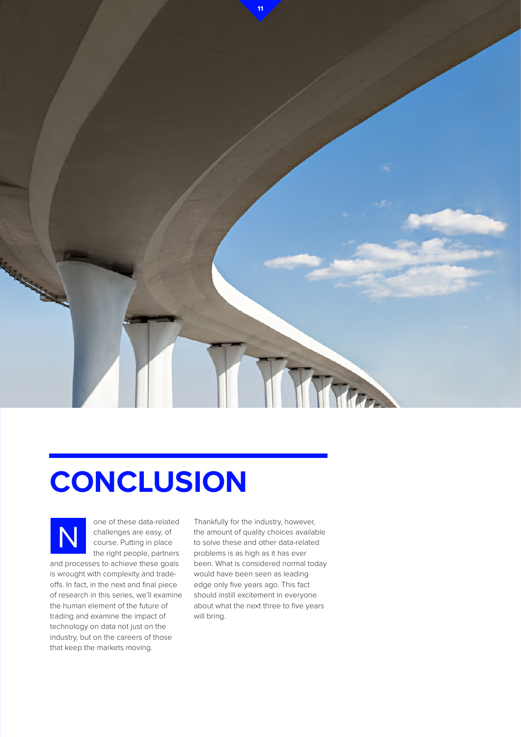# CONCLUSION

None of these data-related challenges are easy, of course. Putting in place the right people, partners and processes to achieve these goals is wrought with complexity and trade-offs. In fact, in the next and final piece of research in this series, we'll examine the human element of the future of trading and examine the impact of technology on data not just on the industry, but on the careers of those that keep the markets moving.

Thankfully for the industry, however, the amount of quality choices available to solve these and other data-related problems is as high as it has ever been. What is considered normal today would have been seen as leading edge only five years ago. This fact should instill excitement in everyone about what the next three to five years will bring.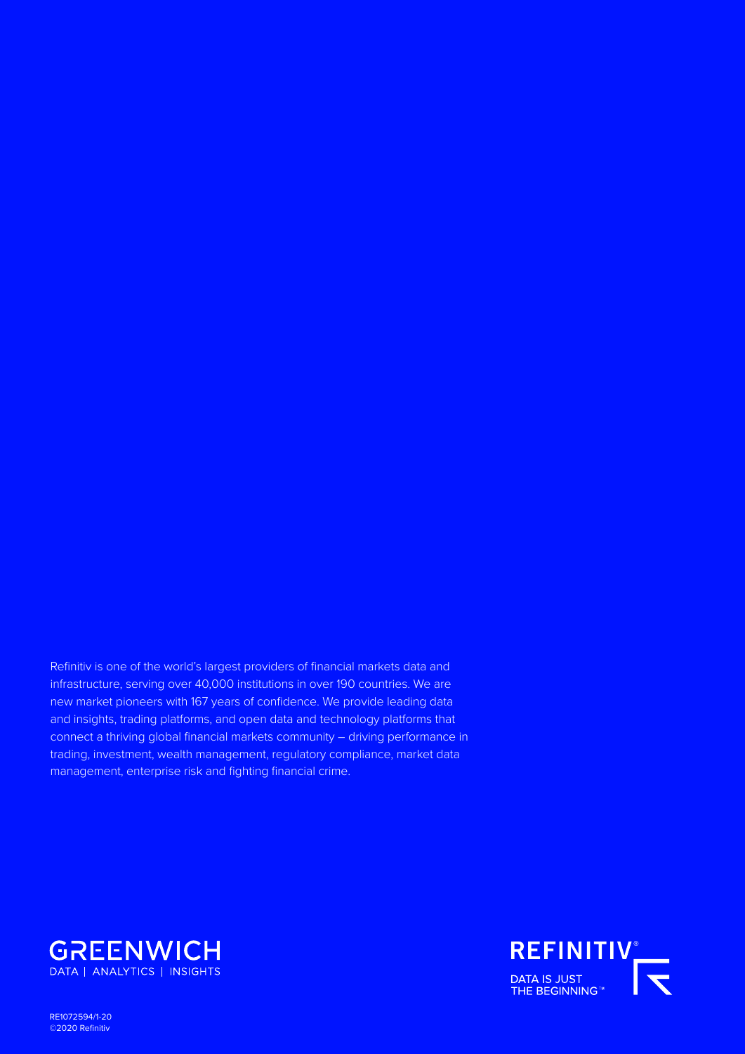Refinitiv is one of the world's largest providers of financial markets data and infrastructure, serving over 40,000 institutions in over 190 countries. We are new market pioneers with 167 years of confidence. We provide leading data and insights, trading platforms, and open data and technology platforms that connect a thriving global financial markets community – driving performance in trading, investment, wealth management, regulatory compliance, market data management, enterprise risk and fighting financial crime.

GREENWICH
DATA | ANALYTICS | INSIGHTS

REFINITIV®
DATA IS JUST THE BEGINNING™

RE1072594/1-20
©2020 Refinitiv